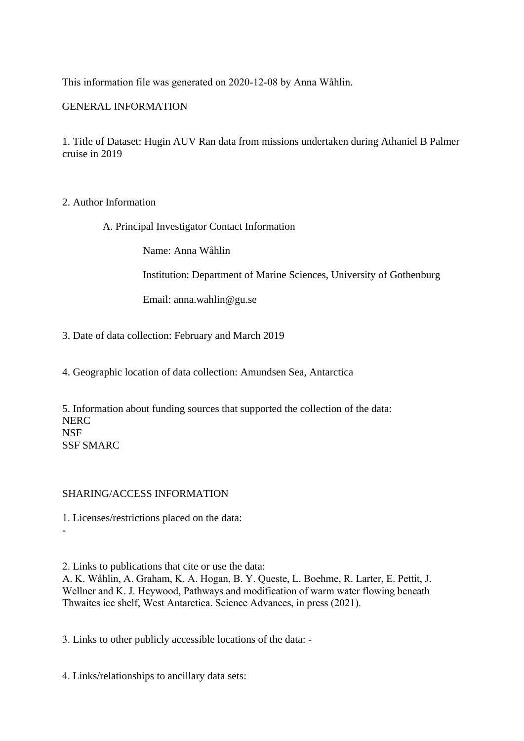This information file was generated on 2020-12-08 by Anna Wåhlin.

## GENERAL INFORMATION

1. Title of Dataset: Hugin AUV Ran data from missions undertaken during Athaniel B Palmer cruise in 2019

2. Author Information

   A. Principal Investigator Contact Information

      Name: Anna Wåhlin

      Institution: Department of Marine Sciences, University of Gothenburg

      Email: anna.wahlin@gu.se

3. Date of data collection: February and March 2019

4. Geographic location of data collection: Amundsen Sea, Antarctica

5. Information about funding sources that supported the collection of the data:
NERC
NSF
SSF SMARC

## SHARING/ACCESS INFORMATION

1. Licenses/restrictions placed on the data:
-

2. Links to publications that cite or use the data:
A. K. Wåhlin, A. Graham, K. A. Hogan, B. Y. Queste, L. Boehme, R. Larter, E. Pettit, J. Wellner and K. J. Heywood, Pathways and modification of warm water flowing beneath Thwaites ice shelf, West Antarctica. Science Advances, in press (2021).

3. Links to other publicly accessible locations of the data: -

4. Links/relationships to ancillary data sets: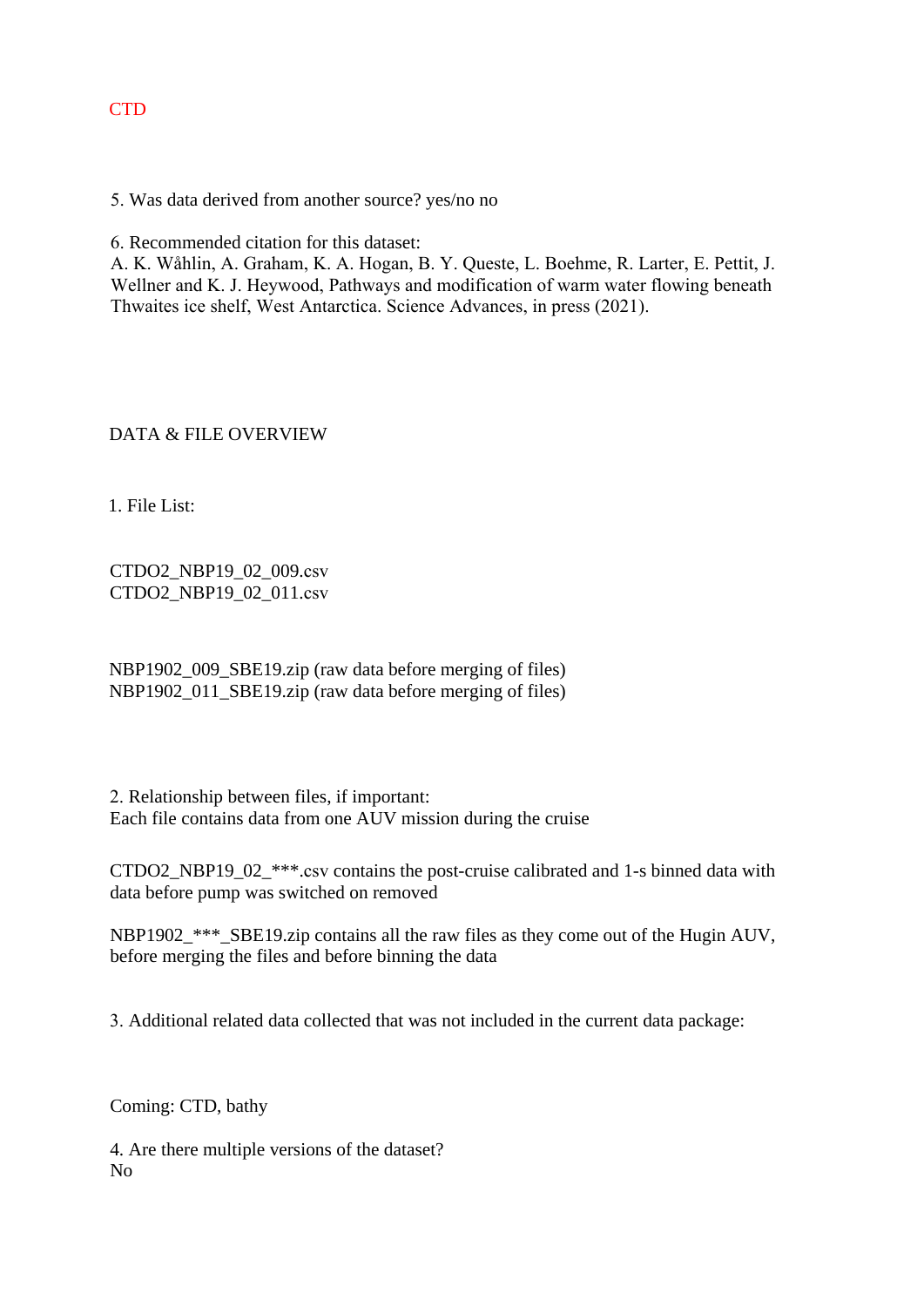CTD

5. Was data derived from another source? yes/no no

6. Recommended citation for this dataset:
A. K. Wåhlin, A. Graham, K. A. Hogan, B. Y. Queste, L. Boehme, R. Larter, E. Pettit, J. Wellner and K. J. Heywood, Pathways and modification of warm water flowing beneath Thwaites ice shelf, West Antarctica. Science Advances, in press (2021).

## DATA & FILE OVERVIEW

1. File List:

CTDO2_NBP19_02_009.csv
CTDO2_NBP19_02_011.csv

NBP1902_009_SBE19.zip (raw data before merging of files)
NBP1902_011_SBE19.zip (raw data before merging of files)

2. Relationship between files, if important:
Each file contains data from one AUV mission during the cruise

CTDO2_NBP19_02_***.csv contains the post-cruise calibrated and 1-s binned data with data before pump was switched on removed

NBP1902_***_SBE19.zip contains all the raw files as they come out of the Hugin AUV, before merging the files and before binning the data

3. Additional related data collected that was not included in the current data package:

Coming: CTD, bathy

4. Are there multiple versions of the dataset?
No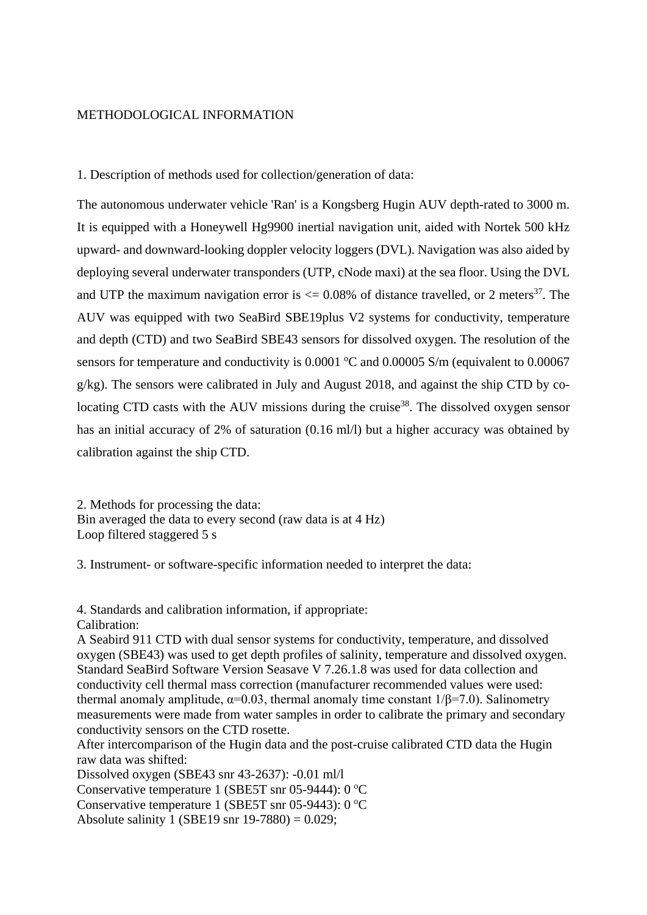METHODOLOGICAL INFORMATION

1. Description of methods used for collection/generation of data:

The autonomous underwater vehicle 'Ran' is a Kongsberg Hugin AUV depth-rated to 3000 m. It is equipped with a Honeywell Hg9900 inertial navigation unit, aided with Nortek 500 kHz upward- and downward-looking doppler velocity loggers (DVL). Navigation was also aided by deploying several underwater transponders (UTP, cNode maxi) at the sea floor. Using the DVL and UTP the maximum navigation error is <= 0.08% of distance travelled, or 2 meters[37]. The AUV was equipped with two SeaBird SBE19plus V2 systems for conductivity, temperature and depth (CTD) and two SeaBird SBE43 sensors for dissolved oxygen. The resolution of the sensors for temperature and conductivity is 0.0001 $^{o}$C and 0.00005 S/m (equivalent to 0.00067 g/kg). The sensors were calibrated in July and August 2018, and against the ship CTD by co-locating CTD casts with the AUV missions during the cruise[38]. The dissolved oxygen sensor has an initial accuracy of 2% of saturation (0.16 ml/l) but a higher accuracy was obtained by calibration against the ship CTD.

2. Methods for processing the data:
Bin averaged the data to every second (raw data is at 4 Hz)
Loop filtered staggered 5 s

3. Instrument- or software-specific information needed to interpret the data:

4. Standards and calibration information, if appropriate:
Calibration:
A Seabird 911 CTD with dual sensor systems for conductivity, temperature, and dissolved oxygen (SBE43) was used to get depth profiles of salinity, temperature and dissolved oxygen. Standard SeaBird Software Version Seasave V 7.26.1.8 was used for data collection and conductivity cell thermal mass correction (manufacturer recommended values were used: thermal anomaly amplitude, $\alpha$=0.03, thermal anomaly time constant 1/$\beta$=7.0). Salinometry measurements were made from water samples in order to calibrate the primary and secondary conductivity sensors on the CTD rosette.
After intercomparison of the Hugin data and the post-cruise calibrated CTD data the Hugin raw data was shifted:
Dissolved oxygen (SBE43 snr 43-2637): -0.01 ml/l
Conservative temperature 1 (SBE5T snr 05-9444): 0 $^{o}$C
Conservative temperature 1 (SBE5T snr 05-9443): 0 $^{o}$C
Absolute salinity 1 (SBE19 snr 19-7880) = 0.029;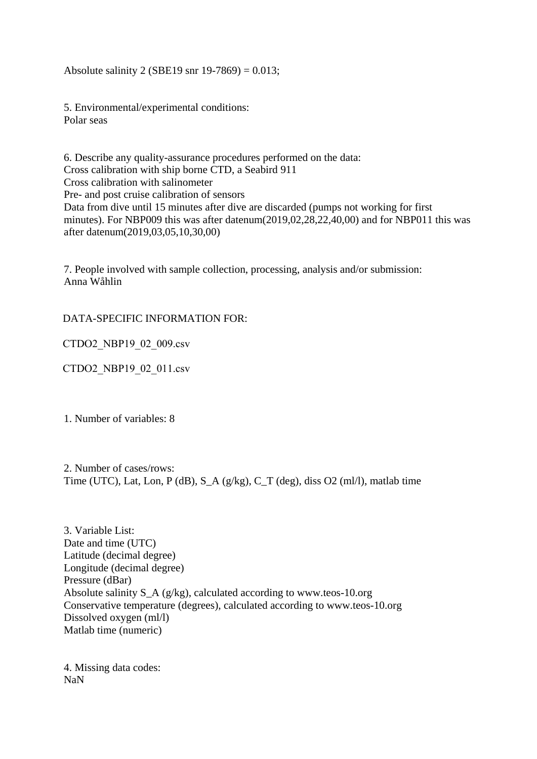Absolute salinity 2 (SBE19 snr 19-7869) = 0.013;

5. Environmental/experimental conditions:
Polar seas

6. Describe any quality-assurance procedures performed on the data:
Cross calibration with ship borne CTD, a Seabird 911
Cross calibration with salinometer
Pre- and post cruise calibration of sensors
Data from dive until 15 minutes after dive are discarded (pumps not working for first minutes). For NBP009 this was after datenum(2019,02,28,22,40,00) and for NBP011 this was after datenum(2019,03,05,10,30,00)

7. People involved with sample collection, processing, analysis and/or submission:
Anna Wåhlin

DATA-SPECIFIC INFORMATION FOR:

CTDO2_NBP19_02_009.csv

CTDO2_NBP19_02_011.csv

1. Number of variables: 8

2. Number of cases/rows:
Time (UTC), Lat, Lon, P (dB), S_A (g/kg), C_T (deg), diss O2 (ml/l), matlab time

3. Variable List:
Date and time (UTC)
Latitude (decimal degree)
Longitude (decimal degree)
Pressure (dBar)
Absolute salinity S_A (g/kg), calculated according to www.teos-10.org
Conservative temperature (degrees), calculated according to www.teos-10.org
Dissolved oxygen (ml/l)
Matlab time (numeric)

4. Missing data codes:
NaN